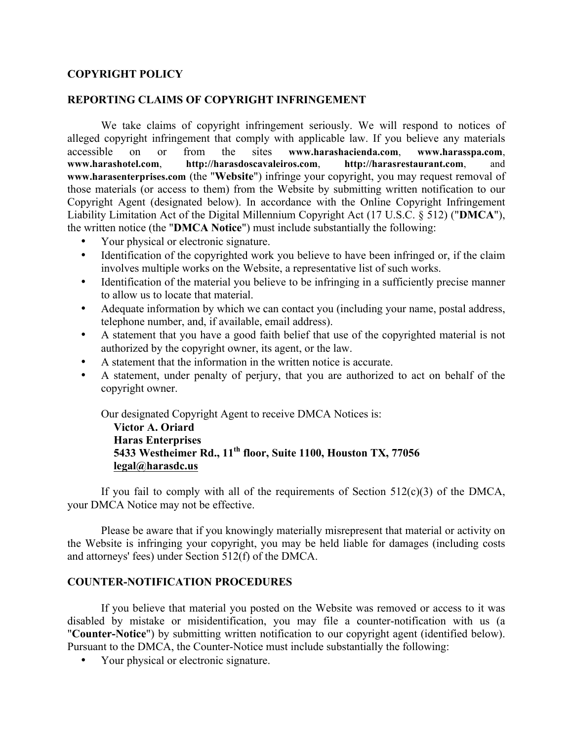## COPYRIGHT POLICY

### REPORTING CLAIMS OF COPYRIGHT INFRINGEMENT

We take claims of copyright infringement seriously. We will respond to notices of alleged copyright infringement that comply with applicable law. If you believe any materials accessible on or from the sites **www.harashacienda.com**, **www.harasspa.com**, **www.harashotel.com**, **http://harasdoscavaleiros.com**, **http://harasrestaurant.com**, and **www.harasenterprises.com** (the "**Website**") infringe your copyright, you may request removal of those materials (or access to them) from the Website by submitting written notification to our Copyright Agent (designated below). In accordance with the Online Copyright Infringement Liability Limitation Act of the Digital Millennium Copyright Act (17 U.S.C. § 512) ("**DMCA**"), the written notice (the "**DMCA Notice**") must include substantially the following:

- Your physical or electronic signature.
- Identification of the copyrighted work you believe to have been infringed or, if the claim involves multiple works on the Website, a representative list of such works.
- Identification of the material you believe to be infringing in a sufficiently precise manner to allow us to locate that material.
- Adequate information by which we can contact you (including your name, postal address, telephone number, and, if available, email address).
- A statement that you have a good faith belief that use of the copyrighted material is not authorized by the copyright owner, its agent, or the law.
- A statement that the information in the written notice is accurate.
- A statement, under penalty of perjury, that you are authorized to act on behalf of the copyright owner.

Our designated Copyright Agent to receive DMCA Notices is:

**Victor A. Oriard**
**Haras Enterprises**
**5433 Westheimer Rd., 11th floor, Suite 1100, Houston TX, 77056**
**legal@harasdc.us**

If you fail to comply with all of the requirements of Section 512(c)(3) of the DMCA, your DMCA Notice may not be effective.

Please be aware that if you knowingly materially misrepresent that material or activity on the Website is infringing your copyright, you may be held liable for damages (including costs and attorneys' fees) under Section 512(f) of the DMCA.

### COUNTER-NOTIFICATION PROCEDURES

If you believe that material you posted on the Website was removed or access to it was disabled by mistake or misidentification, you may file a counter-notification with us (a "**Counter-Notice**") by submitting written notification to our copyright agent (identified below). Pursuant to the DMCA, the Counter-Notice must include substantially the following:

- Your physical or electronic signature.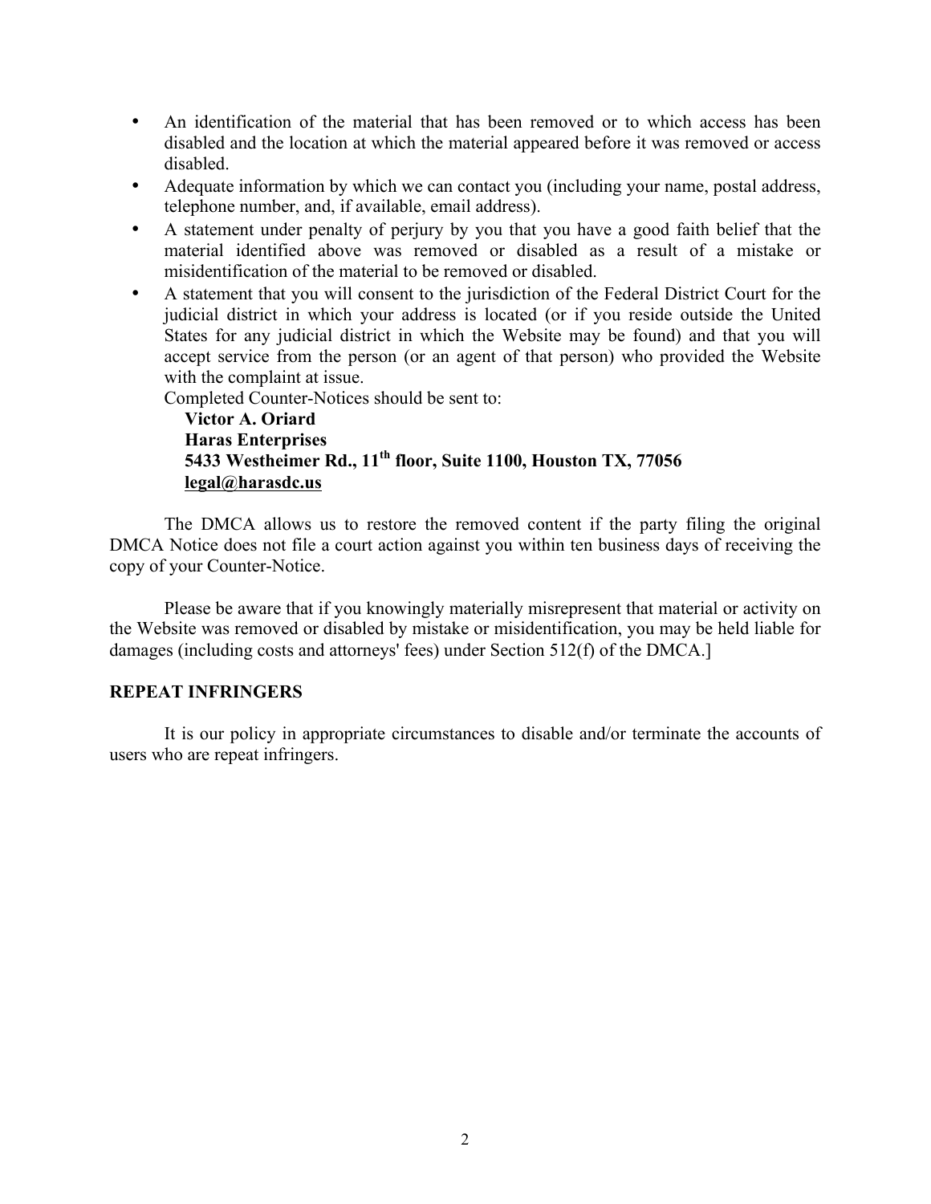- An identification of the material that has been removed or to which access has been disabled and the location at which the material appeared before it was removed or access disabled.
- Adequate information by which we can contact you (including your name, postal address, telephone number, and, if available, email address).
- A statement under penalty of perjury by you that you have a good faith belief that the material identified above was removed or disabled as a result of a mistake or misidentification of the material to be removed or disabled.
- A statement that you will consent to the jurisdiction of the Federal District Court for the judicial district in which your address is located (or if you reside outside the United States for any judicial district in which the Website may be found) and that you will accept service from the person (or an agent of that person) who provided the Website with the complaint at issue.

  Completed Counter-Notices should be sent to:

  **Victor A. Oriard**
  **Haras Enterprises**
  **5433 Westheimer Rd., 11th floor, Suite 1100, Houston TX, 77056**
  **legal@harasdc.us**

The DMCA allows us to restore the removed content if the party filing the original DMCA Notice does not file a court action against you within ten business days of receiving the copy of your Counter-Notice.

Please be aware that if you knowingly materially misrepresent that material or activity on the Website was removed or disabled by mistake or misidentification, you may be held liable for damages (including costs and attorneys' fees) under Section 512(f) of the DMCA.]

**REPEAT INFRINGERS**

It is our policy in appropriate circumstances to disable and/or terminate the accounts of users who are repeat infringers.